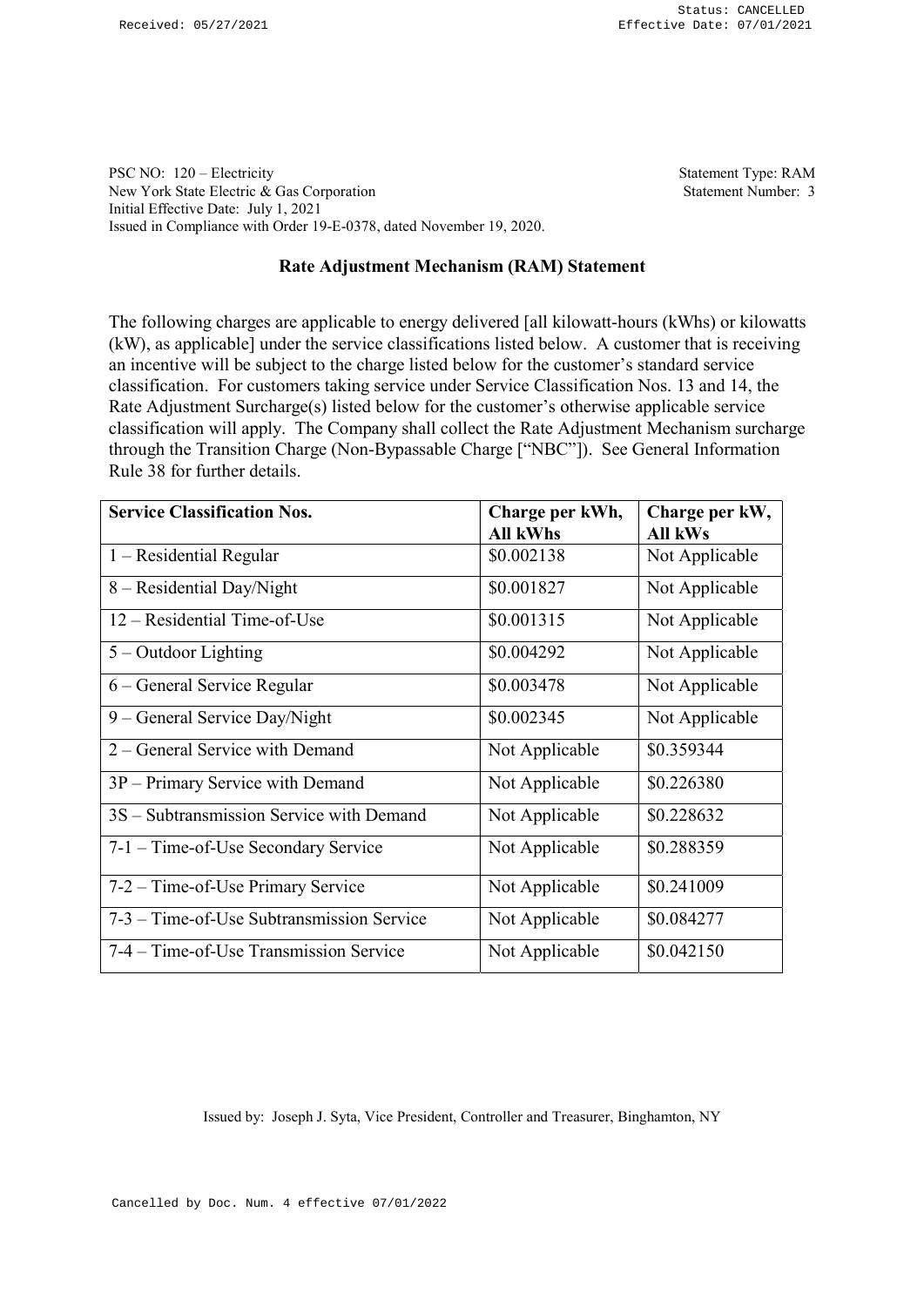Status: CANCELLED
Received: 05/27/2021 Effective Date: 07/01/2021

PSC NO: 120 – Electricity
New York State Electric & Gas Corporation
Initial Effective Date: July 1, 2021
Issued in Compliance with Order 19-E-0378, dated November 19, 2020.

Statement Type: RAM
Statement Number: 3

## Rate Adjustment Mechanism (RAM) Statement

The following charges are applicable to energy delivered [all kilowatt-hours (kWhs) or kilowatts (kW), as applicable] under the service classifications listed below. A customer that is receiving an incentive will be subject to the charge listed below for the customer's standard service classification. For customers taking service under Service Classification Nos. 13 and 14, the Rate Adjustment Surcharge(s) listed below for the customer's otherwise applicable service classification will apply. The Company shall collect the Rate Adjustment Mechanism surcharge through the Transition Charge (Non-Bypassable Charge ["NBC"]). See General Information Rule 38 for further details.

| Service Classification Nos. | Charge per kWh, All kWhs | Charge per kW, All kWs |
|---|---|---|
| 1 – Residential Regular | $0.002138 | Not Applicable |
| 8 – Residential Day/Night | $0.001827 | Not Applicable |
| 12 – Residential Time-of-Use | $0.001315 | Not Applicable |
| 5 – Outdoor Lighting | $0.004292 | Not Applicable |
| 6 – General Service Regular | $0.003478 | Not Applicable |
| 9 – General Service Day/Night | $0.002345 | Not Applicable |
| 2 – General Service with Demand | Not Applicable | $0.359344 |
| 3P – Primary Service with Demand | Not Applicable | $0.226380 |
| 3S – Subtransmission Service with Demand | Not Applicable | $0.228632 |
| 7-1 – Time-of-Use Secondary Service | Not Applicable | $0.288359 |
| 7-2 – Time-of-Use Primary Service | Not Applicable | $0.241009 |
| 7-3 – Time-of-Use Subtransmission Service | Not Applicable | $0.084277 |
| 7-4 – Time-of-Use Transmission Service | Not Applicable | $0.042150 |

Issued by: Joseph J. Syta, Vice President, Controller and Treasurer, Binghamton, NY

Cancelled by Doc. Num. 4 effective 07/01/2022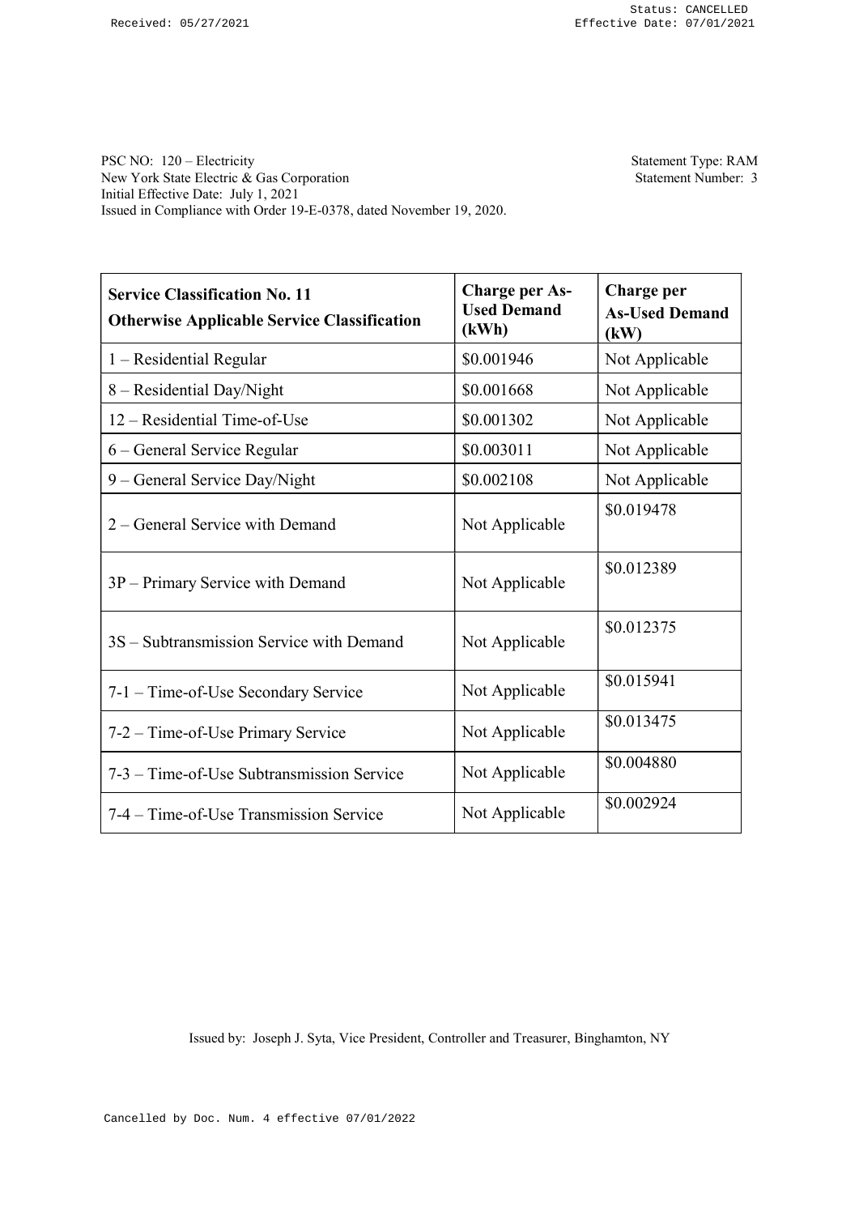PSC NO: 120 – Electricity
New York State Electric & Gas Corporation
Initial Effective Date: July 1, 2021
Issued in Compliance with Order 19-E-0378, dated November 19, 2020.

Statement Type: RAM
Statement Number: 3

| **Service Classification No. 11**<br>**Otherwise Applicable Service Classification** | **Charge per As-Used Demand (kWh)** | **Charge per As-Used Demand (kW)** |
|---|---|---|
| 1 – Residential Regular | \$0.001946 | Not Applicable |
| 8 – Residential Day/Night | \$0.001668 | Not Applicable |
| 12 – Residential Time-of-Use | \$0.001302 | Not Applicable |
| 6 – General Service Regular | \$0.003011 | Not Applicable |
| 9 – General Service Day/Night | \$0.002108 | Not Applicable |
| 2 – General Service with Demand | Not Applicable | \$0.019478 |
| 3P – Primary Service with Demand | Not Applicable | \$0.012389 |
| 3S – Subtransmission Service with Demand | Not Applicable | \$0.012375 |
| 7-1 – Time-of-Use Secondary Service | Not Applicable | \$0.015941 |
| 7-2 – Time-of-Use Primary Service | Not Applicable | \$0.013475 |
| 7-3 – Time-of-Use Subtransmission Service | Not Applicable | \$0.004880 |
| 7-4 – Time-of-Use Transmission Service | Not Applicable | \$0.002924 |

Issued by: Joseph J. Syta, Vice President, Controller and Treasurer, Binghamton, NY